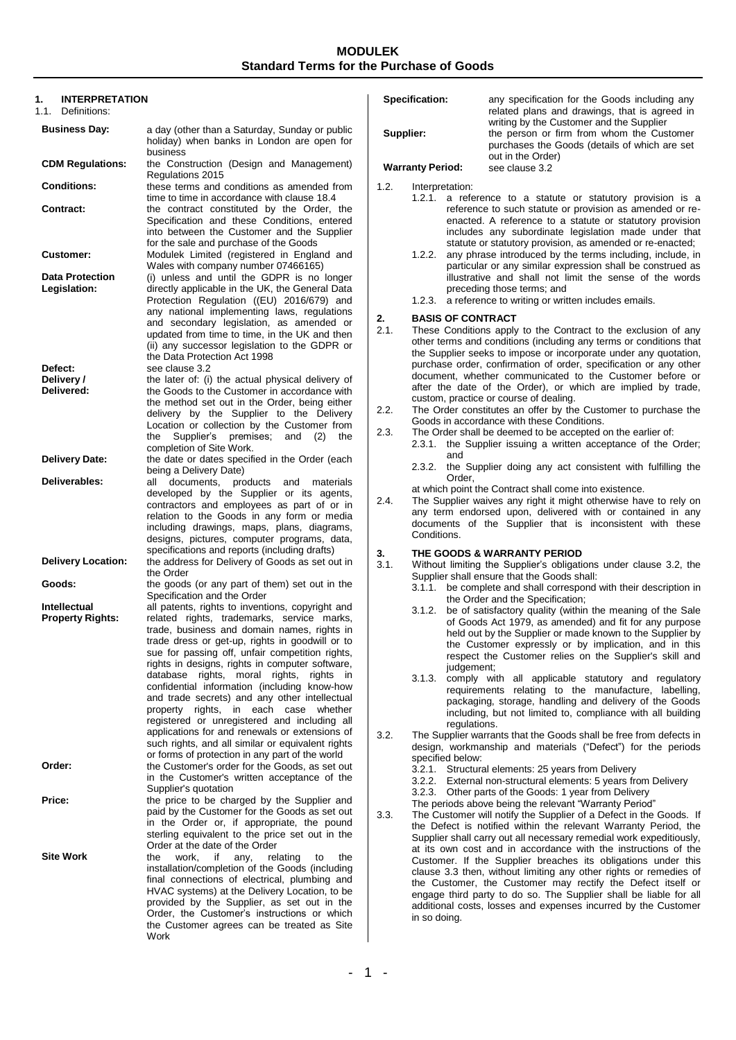# MODULEK
## Standard Terms for the Purchase of Goods

### 1. INTERPRETATION

1.1. Definitions:

| | |
|---|---|
| **Business Day:** | a day (other than a Saturday, Sunday or public holiday) when banks in London are open for business |
| **CDM Regulations:** | the Construction (Design and Management) Regulations 2015 |
| **Conditions:** | these terms and conditions as amended from time to time in accordance with clause 18.4 |
| **Contract:** | the contract constituted by the Order, the Specification and these Conditions, entered into between the Customer and the Supplier for the sale and purchase of the Goods |
| **Customer:** | Modulek Limited (registered in England and Wales with company number 07466165) |
| **Data Protection Legislation:** | (i) unless and until the GDPR is no longer directly applicable in the UK, the General Data Protection Regulation ((EU) 2016/679) and any national implementing laws, regulations and secondary legislation, as amended or updated from time to time, in the UK and then (ii) any successor legislation to the GDPR or the Data Protection Act 1998 |
| **Defect:** | see clause 3.2 |
| **Delivery / Delivered:** | the later of: (i) the actual physical delivery of the Goods to the Customer in accordance with the method set out in the Order, being either delivery by the Supplier to the Delivery Location or collection by the Customer from the Supplier's premises; and (2) the completion of Site Work. |
| **Delivery Date:** | the date or dates specified in the Order (each being a Delivery Date) |
| **Deliverables:** | all documents, products and materials developed by the Supplier or its agents, contractors and employees as part of or in relation to the Goods in any form or media including drawings, maps, plans, diagrams, designs, pictures, computer programs, data, specifications and reports (including drafts) |
| **Delivery Location:** | the address for Delivery of Goods as set out in the Order |
| **Goods:** | the goods (or any part of them) set out in the Specification and the Order |
| **Intellectual Property Rights:** | all patents, rights to inventions, copyright and related rights, trademarks, service marks, trade, business and domain names, rights in trade dress or get-up, rights in goodwill or to sue for passing off, unfair competition rights, rights in designs, rights in computer software, database rights, moral rights, rights in confidential information (including know-how and trade secrets) and any other intellectual property rights, in each case whether registered or unregistered and including all applications for and renewals or extensions of such rights, and all similar or equivalent rights or forms of protection in any part of the world |
| **Order:** | the Customer's order for the Goods, as set out in the Customer's written acceptance of the Supplier's quotation |
| **Price:** | the price to be charged by the Supplier and paid by the Customer for the Goods as set out in the Order or, if appropriate, the pound sterling equivalent to the price set out in the Order at the date of the Order |
| **Site Work** | the work, if any, relating to the installation/completion of the Goods (including final connections of electrical, plumbing and HVAC systems) at the Delivery Location, to be provided by the Supplier, as set out in the Order, the Customer's instructions or which the Customer agrees can be treated as Site Work |
| **Specification:** | any specification for the Goods including any related plans and drawings, that is agreed in writing by the Customer and the Supplier |
| **Supplier:** | the person or firm from whom the Customer purchases the Goods (details of which are set out in the Order) |
| **Warranty Period:** | see clause 3.2 |

1.2. Interpretation:

1.2.1. a reference to a statute or statutory provision is a reference to such statute or provision as amended or re-enacted. A reference to a statute or statutory provision includes any subordinate legislation made under that statute or statutory provision, as amended or re-enacted;

1.2.2. any phrase introduced by the terms including, include, in particular or any similar expression shall be construed as illustrative and shall not limit the sense of the words preceding those terms; and

1.2.3. a reference to writing or written includes emails.

### 2. BASIS OF CONTRACT

2.1. These Conditions apply to the Contract to the exclusion of any other terms and conditions (including any terms or conditions that the Supplier seeks to impose or incorporate under any quotation, purchase order, confirmation of order, specification or any other document, whether communicated to the Customer before or after the date of the Order), or which are implied by trade, custom, practice or course of dealing.

2.2. The Order constitutes an offer by the Customer to purchase the Goods in accordance with these Conditions.

2.3. The Order shall be deemed to be accepted on the earlier of:

2.3.1. the Supplier issuing a written acceptance of the Order; and

2.3.2. the Supplier doing any act consistent with fulfilling the Order,

at which point the Contract shall come into existence.

2.4. The Supplier waives any right it might otherwise have to rely on any term endorsed upon, delivered with or contained in any documents of the Supplier that is inconsistent with these Conditions.

### 3. THE GOODS & WARRANTY PERIOD

3.1. Without limiting the Supplier's obligations under clause 3.2, the Supplier shall ensure that the Goods shall:

3.1.1. be complete and shall correspond with their description in the Order and the Specification;

3.1.2. be of satisfactory quality (within the meaning of the Sale of Goods Act 1979, as amended) and fit for any purpose held out by the Supplier or made known to the Supplier by the Customer expressly or by implication, and in this respect the Customer relies on the Supplier's skill and judgement;

3.1.3. comply with all applicable statutory and regulatory requirements relating to the manufacture, labelling, packaging, storage, handling and delivery of the Goods including, but not limited to, compliance with all building regulations.

3.2. The Supplier warrants that the Goods shall be free from defects in design, workmanship and materials ("Defect") for the periods specified below:

3.2.1. Structural elements: 25 years from Delivery

3.2.2. External non-structural elements: 5 years from Delivery

3.2.3. Other parts of the Goods: 1 year from Delivery

The periods above being the relevant "Warranty Period"

3.3. The Customer will notify the Supplier of a Defect in the Goods. If the Defect is notified within the relevant Warranty Period, the Supplier shall carry out all necessary remedial work expeditiously, at its own cost and in accordance with the instructions of the Customer. If the Supplier breaches its obligations under this clause 3.3 then, without limiting any other rights or remedies of the Customer, the Customer may rectify the Defect itself or engage third party to do so. The Supplier shall be liable for all additional costs, losses and expenses incurred by the Customer in so doing.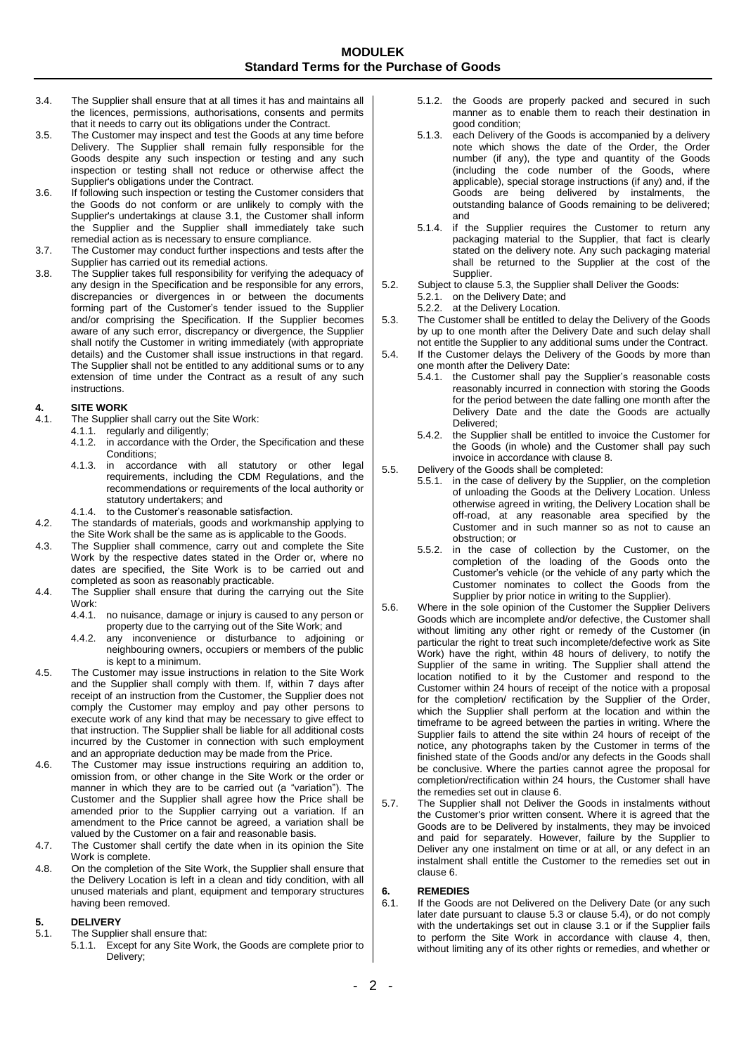3.4. The Supplier shall ensure that at all times it has and maintains all the licences, permissions, authorisations, consents and permits that it needs to carry out its obligations under the Contract.

3.5. The Customer may inspect and test the Goods at any time before Delivery. The Supplier shall remain fully responsible for the Goods despite any such inspection or testing and any such inspection or testing shall not reduce or otherwise affect the Supplier's obligations under the Contract.

3.6. If following such inspection or testing the Customer considers that the Goods do not conform or are unlikely to comply with the Supplier's undertakings at clause 3.1, the Customer shall inform the Supplier and the Supplier shall immediately take such remedial action as is necessary to ensure compliance.

3.7. The Customer may conduct further inspections and tests after the Supplier has carried out its remedial actions.

3.8. The Supplier takes full responsibility for verifying the adequacy of any design in the Specification and be responsible for any errors, discrepancies or divergences in or between the documents forming part of the Customer's tender issued to the Supplier and/or comprising the Specification. If the Supplier becomes aware of any such error, discrepancy or divergence, the Supplier shall notify the Customer in writing immediately (with appropriate details) and the Customer shall issue instructions in that regard. The Supplier shall not be entitled to any additional sums or to any extension of time under the Contract as a result of any such instructions.

## 4. SITE WORK

4.1. The Supplier shall carry out the Site Work:

4.1.1. regularly and diligently;

4.1.2. in accordance with the Order, the Specification and these Conditions;

4.1.3. in accordance with all statutory or other legal requirements, including the CDM Regulations, and the recommendations or requirements of the local authority or statutory undertakers; and

4.1.4. to the Customer's reasonable satisfaction.

4.2. The standards of materials, goods and workmanship applying to the Site Work shall be the same as is applicable to the Goods.

4.3. The Supplier shall commence, carry out and complete the Site Work by the respective dates stated in the Order or, where no dates are specified, the Site Work is to be carried out and completed as soon as reasonably practicable.

4.4. The Supplier shall ensure that during the carrying out the Site Work:

4.4.1. no nuisance, damage or injury is caused to any person or property due to the carrying out of the Site Work; and

4.4.2. any inconvenience or disturbance to adjoining or neighbouring owners, occupiers or members of the public is kept to a minimum.

4.5. The Customer may issue instructions in relation to the Site Work and the Supplier shall comply with them. If, within 7 days after receipt of an instruction from the Customer, the Supplier does not comply the Customer may employ and pay other persons to execute work of any kind that may be necessary to give effect to that instruction. The Supplier shall be liable for all additional costs incurred by the Customer in connection with such employment and an appropriate deduction may be made from the Price.

4.6. The Customer may issue instructions requiring an addition to, omission from, or other change in the Site Work or the order or manner in which they are to be carried out (a "variation"). The Customer and the Supplier shall agree how the Price shall be amended prior to the Supplier carrying out a variation. If an amendment to the Price cannot be agreed, a variation shall be valued by the Customer on a fair and reasonable basis.

4.7. The Customer shall certify the date when in its opinion the Site Work is complete.

4.8. On the completion of the Site Work, the Supplier shall ensure that the Delivery Location is left in a clean and tidy condition, with all unused materials and plant, equipment and temporary structures having been removed.

## 5. DELIVERY

5.1. The Supplier shall ensure that:

5.1.1. Except for any Site Work, the Goods are complete prior to Delivery;

5.1.2. the Goods are properly packed and secured in such manner as to enable them to reach their destination in good condition;

5.1.3. each Delivery of the Goods is accompanied by a delivery note which shows the date of the Order, the Order number (if any), the type and quantity of the Goods (including the code number of the Goods, where applicable), special storage instructions (if any) and, if the Goods are being delivered by instalments, the outstanding balance of Goods remaining to be delivered; and

5.1.4. if the Supplier requires the Customer to return any packaging material to the Supplier, that fact is clearly stated on the delivery note. Any such packaging material shall be returned to the Supplier at the cost of the Supplier.

5.2. Subject to clause 5.3, the Supplier shall Deliver the Goods:

5.2.1. on the Delivery Date; and

5.2.2. at the Delivery Location.

5.3. The Customer shall be entitled to delay the Delivery of the Goods by up to one month after the Delivery Date and such delay shall not entitle the Supplier to any additional sums under the Contract.

5.4. If the Customer delays the Delivery of the Goods by more than one month after the Delivery Date:

5.4.1. the Customer shall pay the Supplier's reasonable costs reasonably incurred in connection with storing the Goods for the period between the date falling one month after the Delivery Date and the date the Goods are actually Delivered;

5.4.2. the Supplier shall be entitled to invoice the Customer for the Goods (in whole) and the Customer shall pay such invoice in accordance with clause 8.

5.5. Delivery of the Goods shall be completed:

5.5.1. in the case of delivery by the Supplier, on the completion of unloading the Goods at the Delivery Location. Unless otherwise agreed in writing, the Delivery Location shall be off-road, at any reasonable area specified by the Customer and in such manner so as not to cause an obstruction; or

5.5.2. in the case of collection by the Customer, on the completion of the loading of the Goods onto the Customer's vehicle (or the vehicle of any party which the Customer nominates to collect the Goods from the Supplier by prior notice in writing to the Supplier).

5.6. Where in the sole opinion of the Customer the Supplier Delivers Goods which are incomplete and/or defective, the Customer shall without limiting any other right or remedy of the Customer (in particular the right to treat such incomplete/defective work as Site Work) have the right, within 48 hours of delivery, to notify the Supplier of the same in writing. The Supplier shall attend the location notified to it by the Customer and respond to the Customer within 24 hours of receipt of the notice with a proposal for the completion/ rectification by the Supplier of the Order, which the Supplier shall perform at the location and within the timeframe to be agreed between the parties in writing. Where the Supplier fails to attend the site within 24 hours of receipt of the notice, any photographs taken by the Customer in terms of the finished state of the Goods and/or any defects in the Goods shall be conclusive. Where the parties cannot agree the proposal for completion/rectification within 24 hours, the Customer shall have the remedies set out in clause 6.

5.7. The Supplier shall not Deliver the Goods in instalments without the Customer's prior written consent. Where it is agreed that the Goods are to be Delivered by instalments, they may be invoiced and paid for separately. However, failure by the Supplier to Deliver any one instalment on time or at all, or any defect in an instalment shall entitle the Customer to the remedies set out in clause 6.

## 6. REMEDIES

6.1. If the Goods are not Delivered on the Delivery Date (or any such later date pursuant to clause 5.3 or clause 5.4), or do not comply with the undertakings set out in clause 3.1 or if the Supplier fails to perform the Site Work in accordance with clause 4, then, without limiting any of its other rights or remedies, and whether or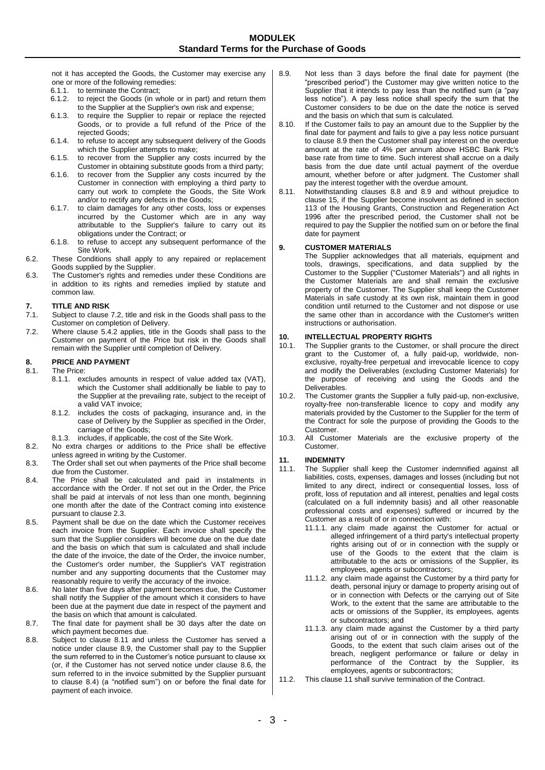not it has accepted the Goods, the Customer may exercise any one or more of the following remedies:

- 6.1.1. to terminate the Contract;
- 6.1.2. to reject the Goods (in whole or in part) and return them to the Supplier at the Supplier's own risk and expense;
- 6.1.3. to require the Supplier to repair or replace the rejected Goods, or to provide a full refund of the Price of the rejected Goods;
- 6.1.4. to refuse to accept any subsequent delivery of the Goods which the Supplier attempts to make;
- 6.1.5. to recover from the Supplier any costs incurred by the Customer in obtaining substitute goods from a third party;
- 6.1.6. to recover from the Supplier any costs incurred by the Customer in connection with employing a third party to carry out work to complete the Goods, the Site Work and/or to rectify any defects in the Goods;
- 6.1.7. to claim damages for any other costs, loss or expenses incurred by the Customer which are in any way attributable to the Supplier's failure to carry out its obligations under the Contract; or
- 6.1.8. to refuse to accept any subsequent performance of the Site Work.

6.2. These Conditions shall apply to any repaired or replacement Goods supplied by the Supplier.

6.3. The Customer's rights and remedies under these Conditions are in addition to its rights and remedies implied by statute and common law.

## 7. TITLE AND RISK

7.1. Subject to clause 7.2, title and risk in the Goods shall pass to the Customer on completion of Delivery.

7.2. Where clause 5.4.2 applies, title in the Goods shall pass to the Customer on payment of the Price but risk in the Goods shall remain with the Supplier until completion of Delivery.

## 8. PRICE AND PAYMENT

8.1. The Price:

- 8.1.1. excludes amounts in respect of value added tax (VAT), which the Customer shall additionally be liable to pay to the Supplier at the prevailing rate, subject to the receipt of a valid VAT invoice;
- 8.1.2. includes the costs of packaging, insurance and, in the case of Delivery by the Supplier as specified in the Order, carriage of the Goods;
- 8.1.3. includes, if applicable, the cost of the Site Work.

8.2. No extra charges or additions to the Price shall be effective unless agreed in writing by the Customer.

8.3. The Order shall set out when payments of the Price shall become due from the Customer.

8.4. The Price shall be calculated and paid in instalments in accordance with the Order. If not set out in the Order, the Price shall be paid at intervals of not less than one month, beginning one month after the date of the Contract coming into existence pursuant to clause 2.3.

8.5. Payment shall be due on the date which the Customer receives each invoice from the Supplier. Each invoice shall specify the sum that the Supplier considers will become due on the due date and the basis on which that sum is calculated and shall include the date of the invoice, the date of the Order, the invoice number, the Customer's order number, the Supplier's VAT registration number and any supporting documents that the Customer may reasonably require to verify the accuracy of the invoice.

8.6. No later than five days after payment becomes due, the Customer shall notify the Supplier of the amount which it considers to have been due at the payment due date in respect of the payment and the basis on which that amount is calculated.

8.7. The final date for payment shall be 30 days after the date on which payment becomes due.

8.8. Subject to clause 8.11 and unless the Customer has served a notice under clause 8.9, the Customer shall pay to the Supplier the sum referred to in the Customer's notice pursuant to clause xx (or, if the Customer has not served notice under clause 8.6, the sum referred to in the invoice submitted by the Supplier pursuant to clause 8.4) (a "notified sum") on or before the final date for payment of each invoice.

8.9. Not less than 3 days before the final date for payment (the "prescribed period") the Customer may give written notice to the Supplier that it intends to pay less than the notified sum (a "pay less notice"). A pay less notice shall specify the sum that the Customer considers to be due on the date the notice is served and the basis on which that sum is calculated.

8.10. If the Customer fails to pay an amount due to the Supplier by the final date for payment and fails to give a pay less notice pursuant to clause 8.9 then the Customer shall pay interest on the overdue amount at the rate of 4% per annum above HSBC Bank Plc's base rate from time to time. Such interest shall accrue on a daily basis from the due date until actual payment of the overdue amount, whether before or after judgment. The Customer shall pay the interest together with the overdue amount.

8.11. Notwithstanding clauses 8.8 and 8.9 and without prejudice to clause 15, if the Supplier become insolvent as defined in section 113 of the Housing Grants, Construction and Regeneration Act 1996 after the prescribed period, the Customer shall not be required to pay the Supplier the notified sum on or before the final date for payment

## 9. CUSTOMER MATERIALS

The Supplier acknowledges that all materials, equipment and tools, drawings, specifications, and data supplied by the Customer to the Supplier ("Customer Materials") and all rights in the Customer Materials are and shall remain the exclusive property of the Customer. The Supplier shall keep the Customer Materials in safe custody at its own risk, maintain them in good condition until returned to the Customer and not dispose or use the same other than in accordance with the Customer's written instructions or authorisation.

## 10. INTELLECTUAL PROPERTY RIGHTS

10.1. The Supplier grants to the Customer, or shall procure the direct grant to the Customer of, a fully paid-up, worldwide, non-exclusive, royalty-free perpetual and irrevocable licence to copy and modify the Deliverables (excluding Customer Materials) for the purpose of receiving and using the Goods and the Deliverables.

10.2. The Customer grants the Supplier a fully paid-up, non-exclusive, royalty-free non-transferable licence to copy and modify any materials provided by the Customer to the Supplier for the term of the Contract for sole the purpose of providing the Goods to the Customer.

10.3. All Customer Materials are the exclusive property of the Customer.

## 11. INDEMNITY

11.1. The Supplier shall keep the Customer indemnified against all liabilities, costs, expenses, damages and losses (including but not limited to any direct, indirect or consequential losses, loss of profit, loss of reputation and all interest, penalties and legal costs (calculated on a full indemnity basis) and all other reasonable professional costs and expenses) suffered or incurred by the Customer as a result of or in connection with:

- 11.1.1. any claim made against the Customer for actual or alleged infringement of a third party's intellectual property rights arising out of or in connection with the supply or use of the Goods to the extent that the claim is attributable to the acts or omissions of the Supplier, its employees, agents or subcontractors;
- 11.1.2. any claim made against the Customer by a third party for death, personal injury or damage to property arising out of or in connection with Defects or the carrying out of Site Work, to the extent that the same are attributable to the acts or omissions of the Supplier, its employees, agents or subcontractors; and
- 11.1.3. any claim made against the Customer by a third party arising out of or in connection with the supply of the Goods, to the extent that such claim arises out of the breach, negligent performance or failure or delay in performance of the Contract by the Supplier, its employees, agents or subcontractors;

11.2. This clause 11 shall survive termination of the Contract.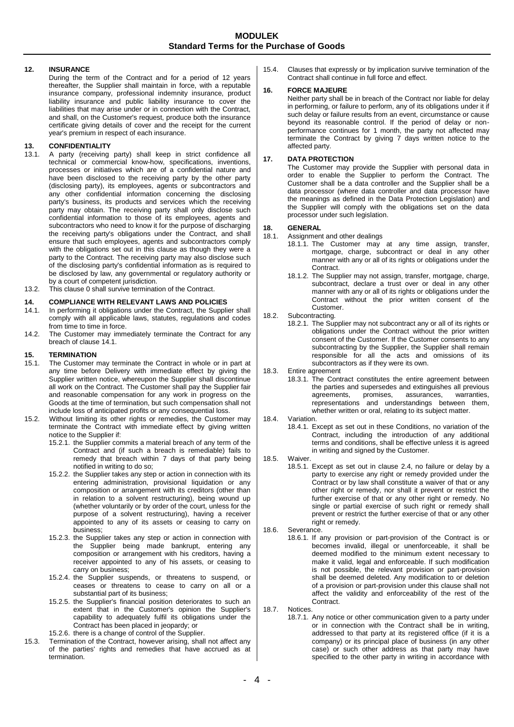## 12. INSURANCE

During the term of the Contract and for a period of 12 years thereafter, the Supplier shall maintain in force, with a reputable insurance company, professional indemnity insurance, product liability insurance and public liability insurance to cover the liabilities that may arise under or in connection with the Contract, and shall, on the Customer's request, produce both the insurance certificate giving details of cover and the receipt for the current year's premium in respect of each insurance.

## 13. CONFIDENTIALITY

13.1. A party (receiving party) shall keep in strict confidence all technical or commercial know-how, specifications, inventions, processes or initiatives which are of a confidential nature and have been disclosed to the receiving party by the other party (disclosing party), its employees, agents or subcontractors and any other confidential information concerning the disclosing party's business, its products and services which the receiving party may obtain. The receiving party shall only disclose such confidential information to those of its employees, agents and subcontractors who need to know it for the purpose of discharging the receiving party's obligations under the Contract, and shall ensure that such employees, agents and subcontractors comply with the obligations set out in this clause as though they were a party to the Contract. The receiving party may also disclose such of the disclosing party's confidential information as is required to be disclosed by law, any governmental or regulatory authority or by a court of competent jurisdiction.

13.2. This clause 0 shall survive termination of the Contract.

## 14. COMPLIANCE WITH RELEVANT LAWS AND POLICIES

14.1. In performing it obligations under the Contract, the Supplier shall comply with all applicable laws, statutes, regulations and codes from time to time in force.

14.2. The Customer may immediately terminate the Contract for any breach of clause 14.1.

## 15. TERMINATION

15.1. The Customer may terminate the Contract in whole or in part at any time before Delivery with immediate effect by giving the Supplier written notice, whereupon the Supplier shall discontinue all work on the Contract. The Customer shall pay the Supplier fair and reasonable compensation for any work in progress on the Goods at the time of termination, but such compensation shall not include loss of anticipated profits or any consequential loss.

15.2. Without limiting its other rights or remedies, the Customer may terminate the Contract with immediate effect by giving written notice to the Supplier if:

15.2.1. the Supplier commits a material breach of any term of the Contract and (if such a breach is remediable) fails to remedy that breach within 7 days of that party being notified in writing to do so;

15.2.2. the Supplier takes any step or action in connection with its entering administration, provisional liquidation or any composition or arrangement with its creditors (other than in relation to a solvent restructuring), being wound up (whether voluntarily or by order of the court, unless for the purpose of a solvent restructuring), having a receiver appointed to any of its assets or ceasing to carry on business;

15.2.3. the Supplier takes any step or action in connection with the Supplier being made bankrupt, entering any composition or arrangement with his creditors, having a receiver appointed to any of his assets, or ceasing to carry on business;

15.2.4. the Supplier suspends, or threatens to suspend, or ceases or threatens to cease to carry on all or a substantial part of its business;

15.2.5. the Supplier's financial position deteriorates to such an extent that in the Customer's opinion the Supplier's capability to adequately fulfil its obligations under the Contract has been placed in jeopardy; or

15.2.6. there is a change of control of the Supplier.

15.3. Termination of the Contract, however arising, shall not affect any of the parties' rights and remedies that have accrued as at termination.

15.4. Clauses that expressly or by implication survive termination of the Contract shall continue in full force and effect.

## 16. FORCE MAJEURE

Neither party shall be in breach of the Contract nor liable for delay in performing, or failure to perform, any of its obligations under it if such delay or failure results from an event, circumstance or cause beyond its reasonable control. If the period of delay or non-performance continues for 1 month, the party not affected may terminate the Contract by giving 7 days written notice to the affected party.

## 17. DATA PROTECTION

The Customer may provide the Supplier with personal data in order to enable the Supplier to perform the Contract. The Customer shall be a data controller and the Supplier shall be a data processor (where data controller and data processor have the meanings as defined in the Data Protection Legislation) and the Supplier will comply with the obligations set on the data processor under such legislation.

## 18. GENERAL

18.1. Assignment and other dealings

18.1.1. The Customer may at any time assign, transfer, mortgage, charge, subcontract or deal in any other manner with any or all of its rights or obligations under the Contract.

18.1.2. The Supplier may not assign, transfer, mortgage, charge, subcontract, declare a trust over or deal in any other manner with any or all of its rights or obligations under the Contract without the prior written consent of the Customer.

18.2. Subcontracting.

18.2.1. The Supplier may not subcontract any or all of its rights or obligations under the Contract without the prior written consent of the Customer. If the Customer consents to any subcontracting by the Supplier, the Supplier shall remain responsible for all the acts and omissions of its subcontractors as if they were its own.

18.3. Entire agreement

18.3.1. The Contract constitutes the entire agreement between the parties and supersedes and extinguishes all previous agreements, promises, assurances, warranties, representations and understandings between them, whether written or oral, relating to its subject matter.

18.4. Variation.

18.4.1. Except as set out in these Conditions, no variation of the Contract, including the introduction of any additional terms and conditions, shall be effective unless it is agreed in writing and signed by the Customer.

18.5. Waiver.

18.5.1. Except as set out in clause 2.4, no failure or delay by a party to exercise any right or remedy provided under the Contract or by law shall constitute a waiver of that or any other right or remedy, nor shall it prevent or restrict the further exercise of that or any other right or remedy. No single or partial exercise of such right or remedy shall prevent or restrict the further exercise of that or any other right or remedy.

18.6. Severance.

18.6.1. If any provision or part-provision of the Contract is or becomes invalid, illegal or unenforceable, it shall be deemed modified to the minimum extent necessary to make it valid, legal and enforceable. If such modification is not possible, the relevant provision or part-provision shall be deemed deleted. Any modification to or deletion of a provision or part-provision under this clause shall not affect the validity and enforceability of the rest of the Contract.

18.7. Notices.

18.7.1. Any notice or other communication given to a party under or in connection with the Contract shall be in writing, addressed to that party at its registered office (if it is a company) or its principal place of business (in any other case) or such other address as that party may have specified to the other party in writing in accordance with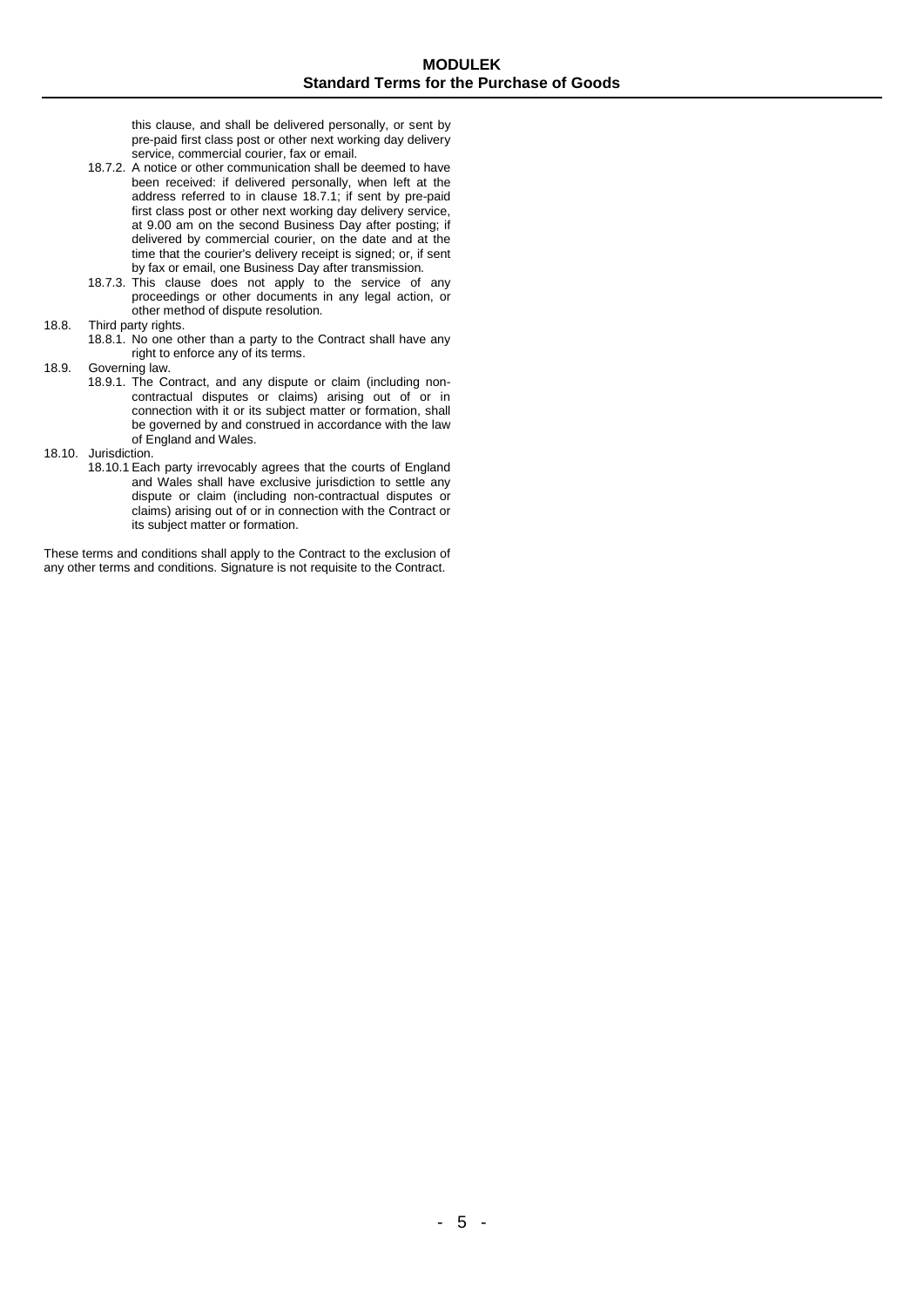this clause, and shall be delivered personally, or sent by pre-paid first class post or other next working day delivery service, commercial courier, fax or email.

18.7.2. A notice or other communication shall be deemed to have been received: if delivered personally, when left at the address referred to in clause 18.7.1; if sent by pre-paid first class post or other next working day delivery service, at 9.00 am on the second Business Day after posting; if delivered by commercial courier, on the date and at the time that the courier's delivery receipt is signed; or, if sent by fax or email, one Business Day after transmission.

18.7.3. This clause does not apply to the service of any proceedings or other documents in any legal action, or other method of dispute resolution.

18.8. Third party rights.

18.8.1. No one other than a party to the Contract shall have any right to enforce any of its terms.

18.9. Governing law.

18.9.1. The Contract, and any dispute or claim (including non-contractual disputes or claims) arising out of or in connection with it or its subject matter or formation, shall be governed by and construed in accordance with the law of England and Wales.

18.10. Jurisdiction.

18.10.1 Each party irrevocably agrees that the courts of England and Wales shall have exclusive jurisdiction to settle any dispute or claim (including non-contractual disputes or claims) arising out of or in connection with the Contract or its subject matter or formation.

These terms and conditions shall apply to the Contract to the exclusion of any other terms and conditions. Signature is not requisite to the Contract.